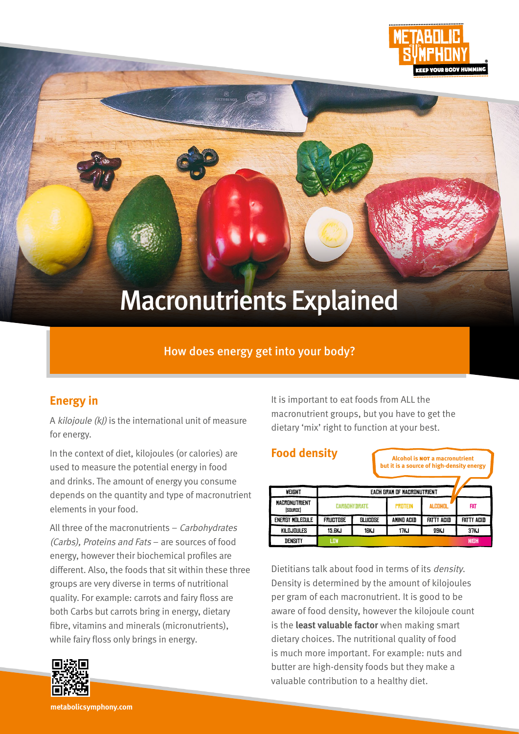# Macronutrients Explained

How does energy get into your body?

## Energy in

A *kilojoule (kJ)* is the international unit of measure for energy.

In the context of diet, kilojoules (or calories) are used to measure the potential energy in food and drinks. The amount of energy you consume depends on the quantity and type of macronutrient elements in your food.

All three of the macronutrients – *Carbohydrates (Carbs), Proteins and Fats* – are sources of food energy, however their biochemical profiles are different. Also, the foods that sit within these three groups are very diverse in terms of nutritional quality. For example: carrots and fairy floss are both Carbs but carrots bring in energy, dietary fibre, vitamins and minerals (micronutrients), while fairy floss only brings in energy.

It is important to eat foods from ALL the macronutrient groups, but you have to get the dietary 'mix' right to function at your best.

## Food density

**Alcohol is NOT a macronutrient but it is a source of high-density energy**

| WEIGHT | EACH GRAM OF MACRONUTRIENT | | | | |
|---|---|---|---|---|---|
| MACRONUTRIENT [SOURCE] | CARBOHYDRATE | | PROTEIN | ALCOHOL | FAT |
| ENERGY MOLECULE | FRUCTOSE | GLUCOSE | AMINO ACID | FATTY ACID | FATTY ACID |
| KILOJOULES | 15.6KJ | 16KJ | 17KJ | 29KJ | 37KJ |
| DENSITY | LOW | | | | HIGH |

Dietitians talk about food in terms of its *density*. Density is determined by the amount of kilojoules per gram of each macronutrient. It is good to be aware of food density, however the kilojoule count is the **least valuable factor** when making smart dietary choices. The nutritional quality of food is much more important. For example: nuts and butter are high-density foods but they make a valuable contribution to a healthy diet.

metabolicsymphony.com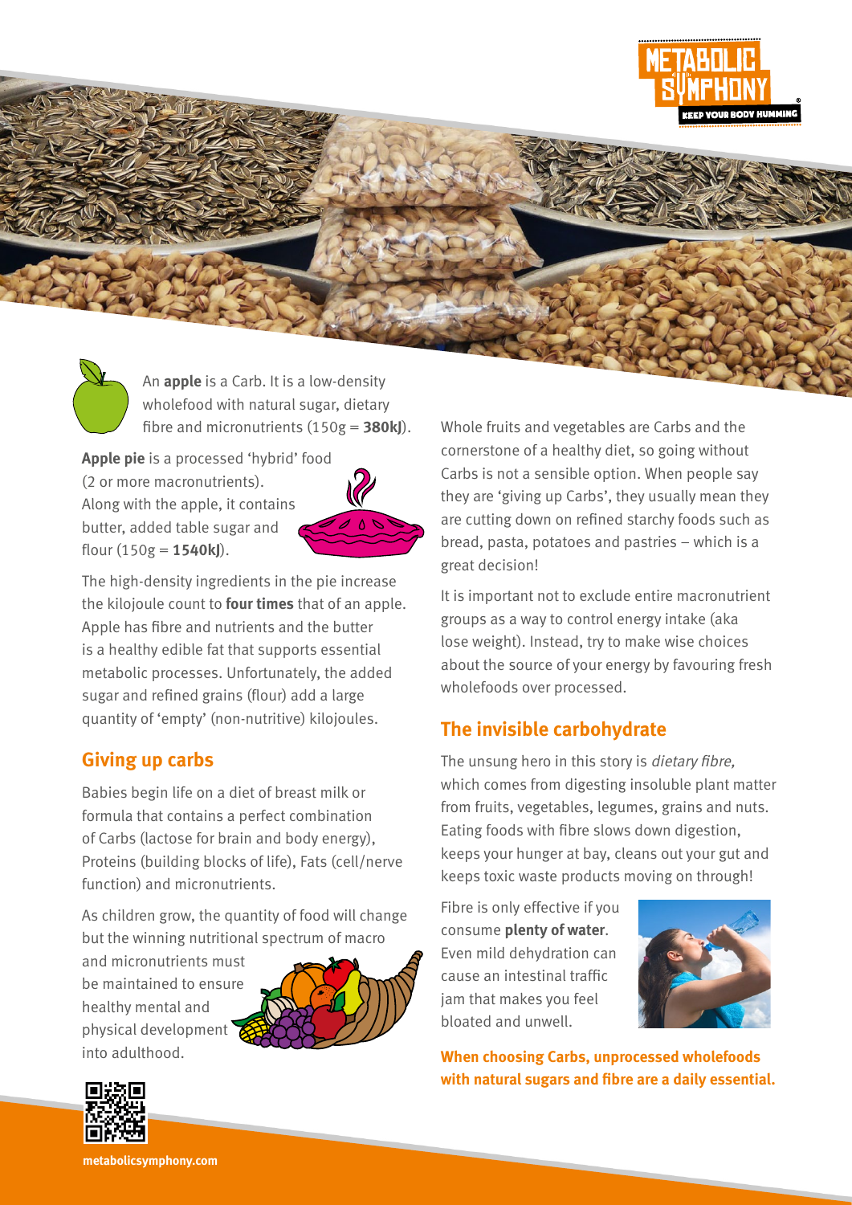An **apple** is a Carb. It is a low-density wholefood with natural sugar, dietary fibre and micronutrients (150g = **380kJ**).

**Apple pie** is a processed 'hybrid' food (2 or more macronutrients). Along with the apple, it contains butter, added table sugar and flour (150g = **1540kJ**).

The high-density ingredients in the pie increase the kilojoule count to **four times** that of an apple. Apple has fibre and nutrients and the butter is a healthy edible fat that supports essential metabolic processes. Unfortunately, the added sugar and refined grains (flour) add a large quantity of 'empty' (non-nutritive) kilojoules.

## Giving up carbs

Babies begin life on a diet of breast milk or formula that contains a perfect combination of Carbs (lactose for brain and body energy), Proteins (building blocks of life), Fats (cell/nerve function) and micronutrients.

As children grow, the quantity of food will change but the winning nutritional spectrum of macro and micronutrients must be maintained to ensure healthy mental and physical development into adulthood.

Whole fruits and vegetables are Carbs and the cornerstone of a healthy diet, so going without Carbs is not a sensible option. When people say they are 'giving up Carbs', they usually mean they are cutting down on refined starchy foods such as bread, pasta, potatoes and pastries – which is a great decision!

It is important not to exclude entire macronutrient groups as a way to control energy intake (aka lose weight). Instead, try to make wise choices about the source of your energy by favouring fresh wholefoods over processed.

## The invisible carbohydrate

The unsung hero in this story is *dietary fibre,* which comes from digesting insoluble plant matter from fruits, vegetables, legumes, grains and nuts. Eating foods with fibre slows down digestion, keeps your hunger at bay, cleans out your gut and keeps toxic waste products moving on through!

Fibre is only effective if you consume **plenty of water**. Even mild dehydration can cause an intestinal traffic jam that makes you feel bloated and unwell.

**When choosing Carbs, unprocessed wholefoods with natural sugars and fibre are a daily essential.**

metabolicsymphony.com